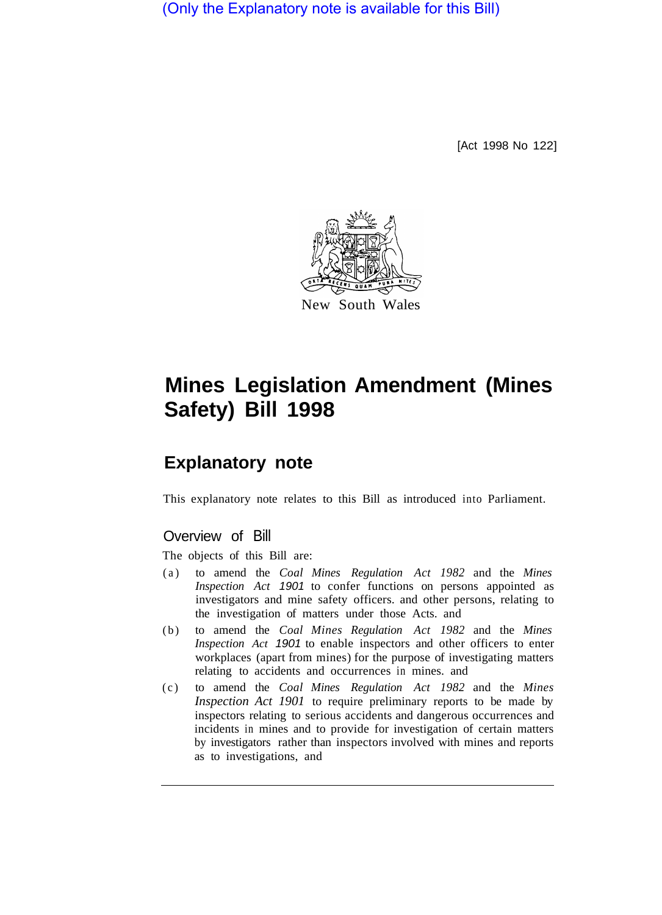(Only the Explanatory note is available for this Bill)

[Act 1998 No 122]

New South Wales

# Mines Legislation Amendment (Mines Safety) Bill 1998

## Explanatory note

This explanatory note relates to this Bill as introduced into Parliament.

### Overview of Bill

The objects of this Bill are:

(a) to amend the *Coal Mines Regulation Act 1982* and the *Mines Inspection Act 1901* to confer functions on persons appointed as investigators and mine safety officers. and other persons, relating to the investigation of matters under those Acts. and

(b) to amend the *Coal Mines Regulation Act 1982* and the *Mines Inspection Act 1901* to enable inspectors and other officers to enter workplaces (apart from mines) for the purpose of investigating matters relating to accidents and occurrences in mines. and

(c) to amend the *Coal Mines Regulation Act 1982* and the *Mines Inspection Act 1901* to require preliminary reports to be made by inspectors relating to serious accidents and dangerous occurrences and incidents in mines and to provide for investigation of certain matters by investigators rather than inspectors involved with mines and reports as to investigations, and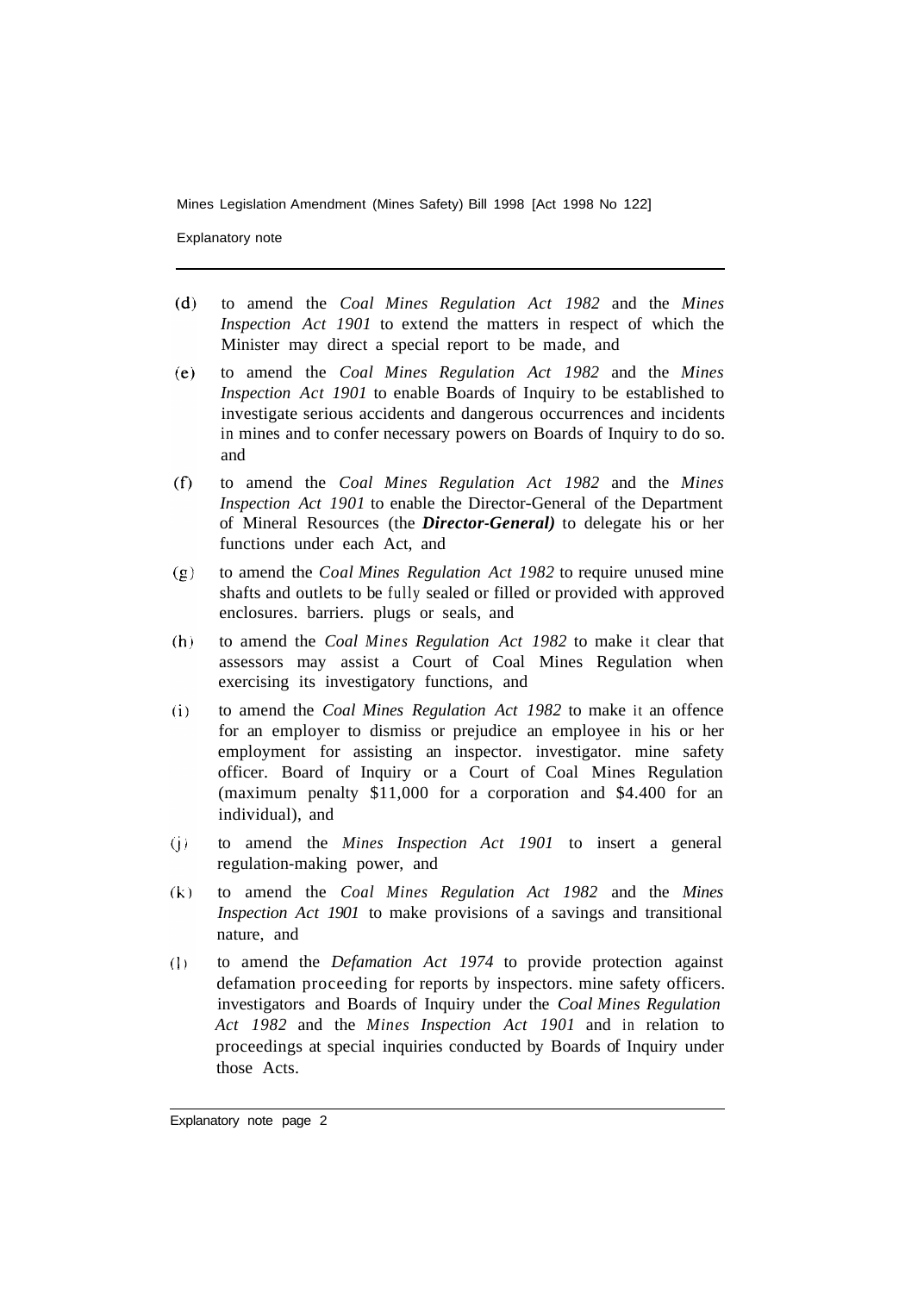(d) to amend the *Coal Mines Regulation Act 1982* and the *Mines Inspection Act 1901* to extend the matters in respect of which the Minister may direct a special report to be made, and

(e) to amend the *Coal Mines Regulation Act 1982* and the *Mines Inspection Act 1901* to enable Boards of Inquiry to be established to investigate serious accidents and dangerous occurrences and incidents in mines and to confer necessary powers on Boards of Inquiry to do so. and

(f) to amend the *Coal Mines Regulation Act 1982* and the *Mines Inspection Act 1901* to enable the Director-General of the Department of Mineral Resources (the ***Director-General)*** to delegate his or her functions under each Act, and

(g) to amend the *Coal Mines Regulation Act 1982* to require unused mine shafts and outlets to be fully sealed or filled or provided with approved enclosures. barriers. plugs or seals, and

(h) to amend the *Coal Mines Regulation Act 1982* to make it clear that assessors may assist a Court of Coal Mines Regulation when exercising its investigatory functions, and

(i) to amend the *Coal Mines Regulation Act 1982* to make it an offence for an employer to dismiss or prejudice an employee in his or her employment for assisting an inspector. investigator. mine safety officer. Board of Inquiry or a Court of Coal Mines Regulation (maximum penalty $11,000 for a corporation and $4.400 for an individual), and

(j) to amend the *Mines Inspection Act 1901* to insert a general regulation-making power, and

(k) to amend the *Coal Mines Regulation Act 1982* and the *Mines Inspection Act 1901* to make provisions of a savings and transitional nature, and

(l) to amend the *Defamation Act 1974* to provide protection against defamation proceeding for reports by inspectors. mine safety officers. investigators and Boards of Inquiry under the *Coal Mines Regulation Act 1982* and the *Mines Inspection Act 1901* and in relation to proceedings at special inquiries conducted by Boards of Inquiry under those Acts.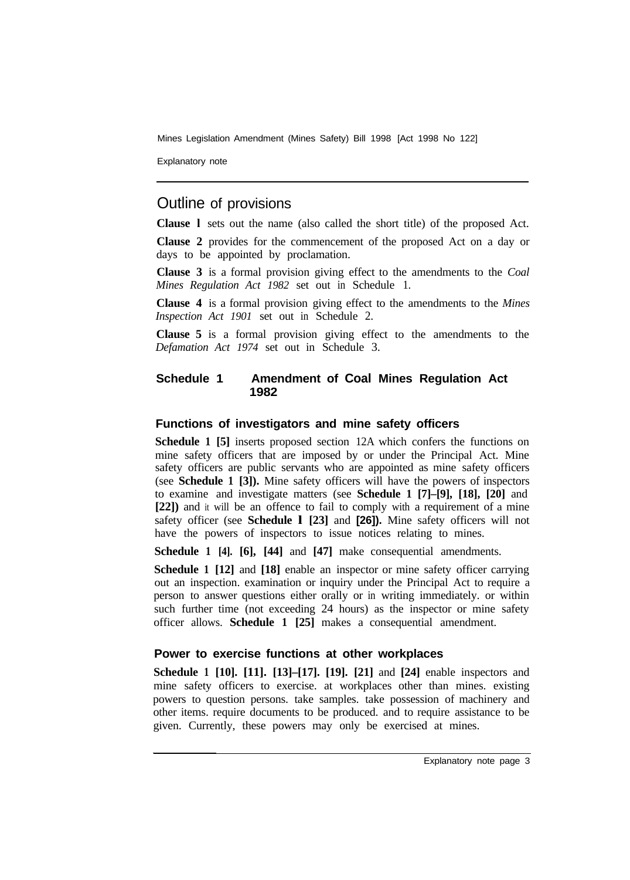## Outline of provisions

**Clause 1** sets out the name (also called the short title) of the proposed Act.

**Clause 2** provides for the commencement of the proposed Act on a day or days to be appointed by proclamation.

**Clause 3** is a formal provision giving effect to the amendments to the *Coal Mines Regulation Act 1982* set out in Schedule 1.

**Clause 4** is a formal provision giving effect to the amendments to the *Mines Inspection Act 1901* set out in Schedule 2.

**Clause 5** is a formal provision giving effect to the amendments to the *Defamation Act 1974* set out in Schedule 3.

### Schedule 1 Amendment of Coal Mines Regulation Act 1982

#### Functions of investigators and mine safety officers

**Schedule 1 [5]** inserts proposed section 12A which confers the functions on mine safety officers that are imposed by or under the Principal Act. Mine safety officers are public servants who are appointed as mine safety officers (see **Schedule 1 [3]).** Mine safety officers will have the powers of inspectors to examine and investigate matters (see **Schedule 1 [7]–[9], [18], [20]** and **[22])** and it will be an offence to fail to comply with a requirement of a mine safety officer (see **Schedule 1 [23]** and **[26]).** Mine safety officers will not have the powers of inspectors to issue notices relating to mines.

**Schedule 1 [4]. [6], [44]** and **[47]** make consequential amendments.

**Schedule 1 [12]** and **[18]** enable an inspector or mine safety officer carrying out an inspection. examination or inquiry under the Principal Act to require a person to answer questions either orally or in writing immediately. or within such further time (not exceeding 24 hours) as the inspector or mine safety officer allows. **Schedule 1 [25]** makes a consequential amendment.

#### Power to exercise functions at other workplaces

**Schedule 1 [10]. [11]. [13]–[17]. [19]. [21]** and **[24]** enable inspectors and mine safety officers to exercise. at workplaces other than mines. existing powers to question persons. take samples. take possession of machinery and other items. require documents to be produced. and to require assistance to be given. Currently, these powers may only be exercised at mines.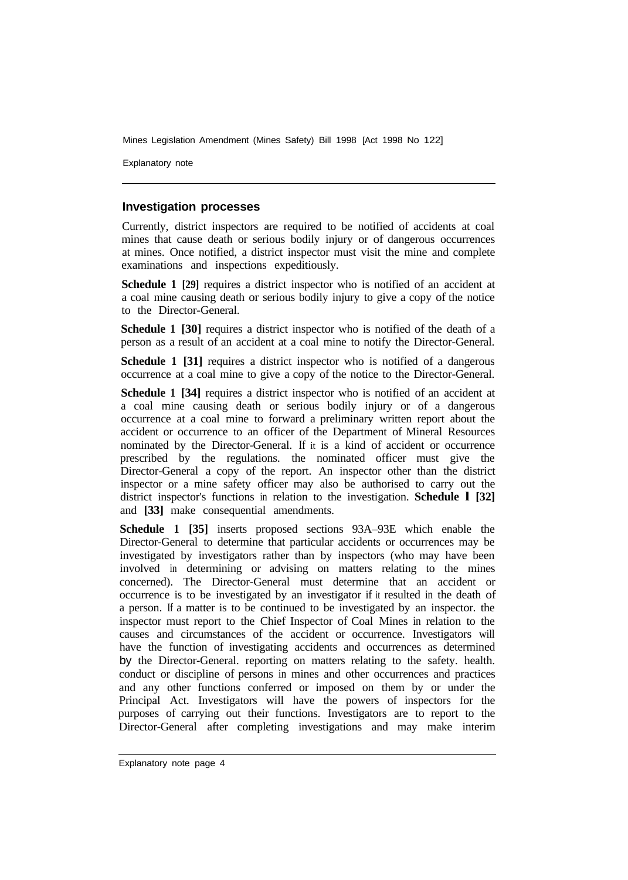## Investigation processes

Currently, district inspectors are required to be notified of accidents at coal mines that cause death or serious bodily injury or of dangerous occurrences at mines. Once notified, a district inspector must visit the mine and complete examinations and inspections expeditiously.

**Schedule 1 [29]** requires a district inspector who is notified of an accident at a coal mine causing death or serious bodily injury to give a copy of the notice to the Director-General.

**Schedule 1 [30]** requires a district inspector who is notified of the death of a person as a result of an accident at a coal mine to notify the Director-General.

**Schedule 1 [31]** requires a district inspector who is notified of a dangerous occurrence at a coal mine to give a copy of the notice to the Director-General.

**Schedule 1 [34]** requires a district inspector who is notified of an accident at a coal mine causing death or serious bodily injury or of a dangerous occurrence at a coal mine to forward a preliminary written report about the accident or occurrence to an officer of the Department of Mineral Resources nominated by the Director-General. If it is a kind of accident or occurrence prescribed by the regulations. the nominated officer must give the Director-General a copy of the report. An inspector other than the district inspector or a mine safety officer may also be authorised to carry out the district inspector's functions in relation to the investigation. **Schedule 1 [32]** and **[33]** make consequential amendments.

**Schedule 1 [35]** inserts proposed sections 93A–93E which enable the Director-General to determine that particular accidents or occurrences may be investigated by investigators rather than by inspectors (who may have been involved in determining or advising on matters relating to the mines concerned). The Director-General must determine that an accident or occurrence is to be investigated by an investigator if it resulted in the death of a person. If a matter is to be continued to be investigated by an inspector. the inspector must report to the Chief Inspector of Coal Mines in relation to the causes and circumstances of the accident or occurrence. Investigators will have the function of investigating accidents and occurrences as determined by the Director-General. reporting on matters relating to the safety. health. conduct or discipline of persons in mines and other occurrences and practices and any other functions conferred or imposed on them by or under the Principal Act. Investigators will have the powers of inspectors for the purposes of carrying out their functions. Investigators are to report to the Director-General after completing investigations and may make interim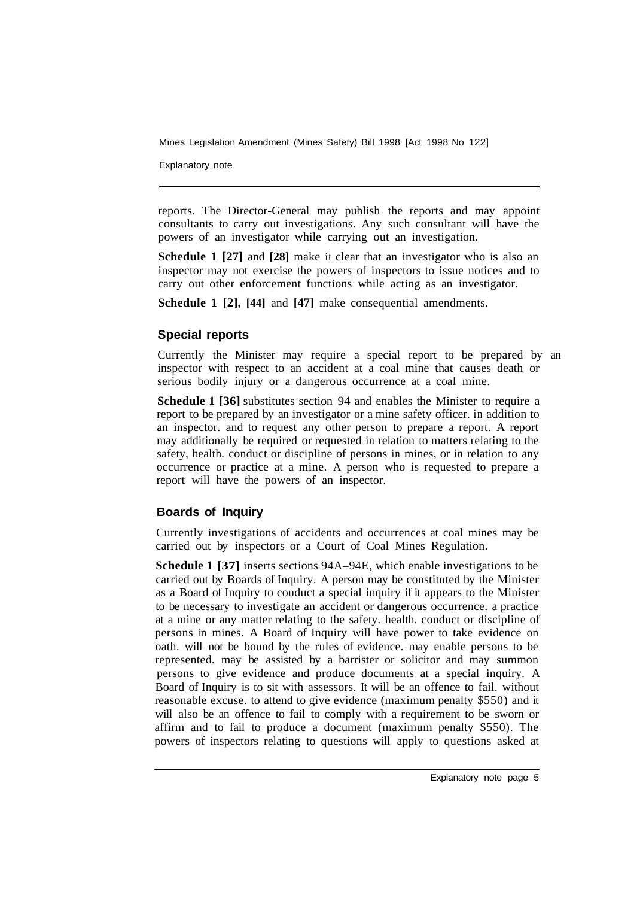reports. The Director-General may publish the reports and may appoint consultants to carry out investigations. Any such consultant will have the powers of an investigator while carrying out an investigation.

**Schedule 1 [27]** and **[28]** make it clear that an investigator who is also an inspector may not exercise the powers of inspectors to issue notices and to carry out other enforcement functions while acting as an investigator.

**Schedule 1 [2], [44]** and **[47]** make consequential amendments.

## Special reports

Currently the Minister may require a special report to be prepared by an inspector with respect to an accident at a coal mine that causes death or serious bodily injury or a dangerous occurrence at a coal mine.

**Schedule 1 [36]** substitutes section 94 and enables the Minister to require a report to be prepared by an investigator or a mine safety officer. in addition to an inspector. and to request any other person to prepare a report. A report may additionally be required or requested in relation to matters relating to the safety, health. conduct or discipline of persons in mines, or in relation to any occurrence or practice at a mine. A person who is requested to prepare a report will have the powers of an inspector.

## Boards of Inquiry

Currently investigations of accidents and occurrences at coal mines may be carried out by inspectors or a Court of Coal Mines Regulation.

**Schedule 1 [37]** inserts sections 94A–94E, which enable investigations to be carried out by Boards of Inquiry. A person may be constituted by the Minister as a Board of Inquiry to conduct a special inquiry if it appears to the Minister to be necessary to investigate an accident or dangerous occurrence. a practice at a mine or any matter relating to the safety. health. conduct or discipline of persons in mines. A Board of Inquiry will have power to take evidence on oath. will not be bound by the rules of evidence. may enable persons to be represented. may be assisted by a barrister or solicitor and may summon persons to give evidence and produce documents at a special inquiry. A Board of Inquiry is to sit with assessors. It will be an offence to fail. without reasonable excuse. to attend to give evidence (maximum penalty $550) and it will also be an offence to fail to comply with a requirement to be sworn or affirm and to fail to produce a document (maximum penalty $550). The powers of inspectors relating to questions will apply to questions asked at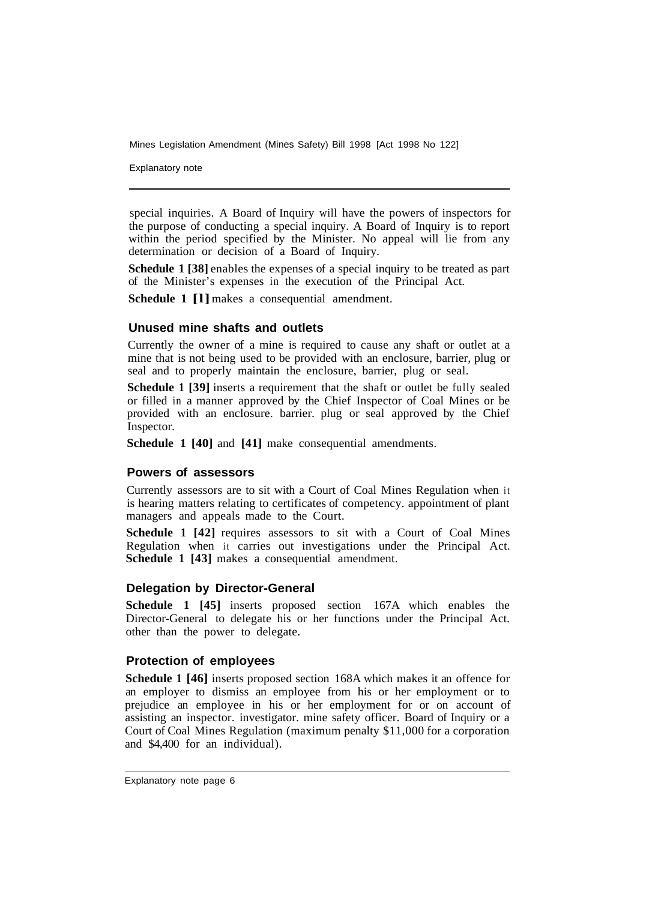special inquiries. A Board of Inquiry will have the powers of inspectors for the purpose of conducting a special inquiry. A Board of Inquiry is to report within the period specified by the Minister. No appeal will lie from any determination or decision of a Board of Inquiry.

**Schedule 1 [38]** enables the expenses of a special inquiry to be treated as part of the Minister's expenses in the execution of the Principal Act.

**Schedule 1 [1]** makes a consequential amendment.

### Unused mine shafts and outlets

Currently the owner of a mine is required to cause any shaft or outlet at a mine that is not being used to be provided with an enclosure, barrier, plug or seal and to properly maintain the enclosure, barrier, plug or seal.

**Schedule 1 [39]** inserts a requirement that the shaft or outlet be fully sealed or filled in a manner approved by the Chief Inspector of Coal Mines or be provided with an enclosure. barrier. plug or seal approved by the Chief Inspector.

**Schedule 1 [40]** and **[41]** make consequential amendments.

### Powers of assessors

Currently assessors are to sit with a Court of Coal Mines Regulation when it is hearing matters relating to certificates of competency. appointment of plant managers and appeals made to the Court.

**Schedule 1 [42]** requires assessors to sit with a Court of Coal Mines Regulation when it carries out investigations under the Principal Act. **Schedule 1 [43]** makes a consequential amendment.

### Delegation by Director-General

**Schedule 1 [45]** inserts proposed section 167A which enables the Director-General to delegate his or her functions under the Principal Act. other than the power to delegate.

### Protection of employees

**Schedule 1 [46]** inserts proposed section 168A which makes it an offence for an employer to dismiss an employee from his or her employment or to prejudice an employee in his or her employment for or on account of assisting an inspector. investigator. mine safety officer. Board of Inquiry or a Court of Coal Mines Regulation (maximum penalty $11,000 for a corporation and $4,400 for an individual).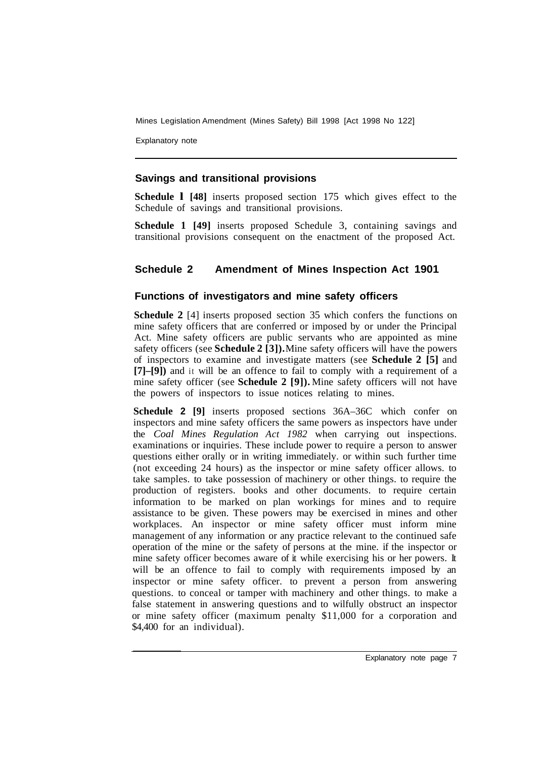## Savings and transitional provisions

**Schedule 1 [48]** inserts proposed section 175 which gives effect to the Schedule of savings and transitional provisions.

**Schedule 1 [49]** inserts proposed Schedule 3, containing savings and transitional provisions consequent on the enactment of the proposed Act.

## Schedule 2 Amendment of Mines Inspection Act 1901

### Functions of investigators and mine safety officers

**Schedule 2** [4] inserts proposed section 35 which confers the functions on mine safety officers that are conferred or imposed by or under the Principal Act. Mine safety officers are public servants who are appointed as mine safety officers (see **Schedule 2 [3]).** Mine safety officers will have the powers of inspectors to examine and investigate matters (see **Schedule 2 [5]** and **[7]–[9])** and it will be an offence to fail to comply with a requirement of a mine safety officer (see **Schedule 2 [9]).** Mine safety officers will not have the powers of inspectors to issue notices relating to mines.

**Schedule 2 [9]** inserts proposed sections 36A–36C which confer on inspectors and mine safety officers the same powers as inspectors have under the *Coal Mines Regulation Act 1982* when carrying out inspections. examinations or inquiries. These include power to require a person to answer questions either orally or in writing immediately. or within such further time (not exceeding 24 hours) as the inspector or mine safety officer allows. to take samples. to take possession of machinery or other things. to require the production of registers. books and other documents. to require certain information to be marked on plan workings for mines and to require assistance to be given. These powers may be exercised in mines and other workplaces. An inspector or mine safety officer must inform mine management of any information or any practice relevant to the continued safe operation of the mine or the safety of persons at the mine. if the inspector or mine safety officer becomes aware of it while exercising his or her powers. It will be an offence to fail to comply with requirements imposed by an inspector or mine safety officer. to prevent a person from answering questions. to conceal or tamper with machinery and other things. to make a false statement in answering questions and to wilfully obstruct an inspector or mine safety officer (maximum penalty $11,000 for a corporation and $4,400 for an individual).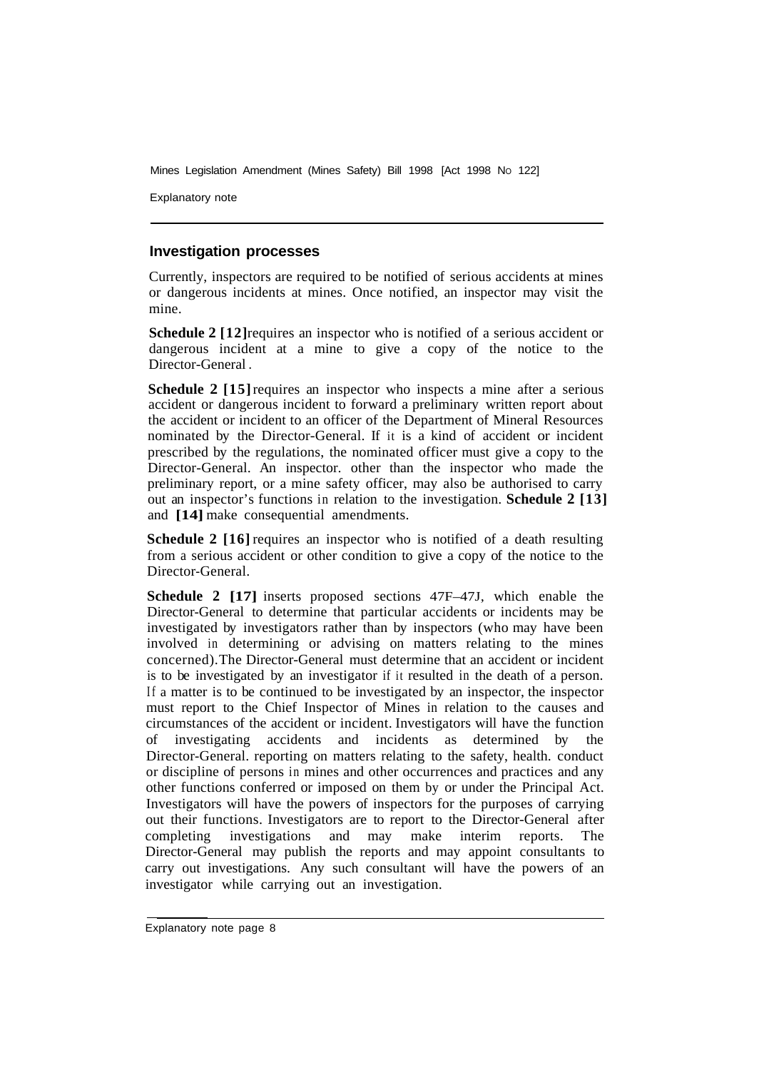## Investigation processes

Currently, inspectors are required to be notified of serious accidents at mines or dangerous incidents at mines. Once notified, an inspector may visit the mine.

**Schedule 2 [12]** requires an inspector who is notified of a serious accident or dangerous incident at a mine to give a copy of the notice to the Director-General.

**Schedule 2 [15]** requires an inspector who inspects a mine after a serious accident or dangerous incident to forward a preliminary written report about the accident or incident to an officer of the Department of Mineral Resources nominated by the Director-General. If it is a kind of accident or incident prescribed by the regulations, the nominated officer must give a copy to the Director-General. An inspector. other than the inspector who made the preliminary report, or a mine safety officer, may also be authorised to carry out an inspector's functions in relation to the investigation. **Schedule 2 [13]** and **[14]** make consequential amendments.

**Schedule 2 [16]** requires an inspector who is notified of a death resulting from a serious accident or other condition to give a copy of the notice to the Director-General.

**Schedule 2 [17]** inserts proposed sections 47F–47J, which enable the Director-General to determine that particular accidents or incidents may be investigated by investigators rather than by inspectors (who may have been involved in determining or advising on matters relating to the mines concerned). The Director-General must determine that an accident or incident is to be investigated by an investigator if it resulted in the death of a person. If a matter is to be continued to be investigated by an inspector, the inspector must report to the Chief Inspector of Mines in relation to the causes and circumstances of the accident or incident. Investigators will have the function of investigating accidents and incidents as determined by the Director-General. reporting on matters relating to the safety, health. conduct or discipline of persons in mines and other occurrences and practices and any other functions conferred or imposed on them by or under the Principal Act. Investigators will have the powers of inspectors for the purposes of carrying out their functions. Investigators are to report to the Director-General after completing investigations and may make interim reports. The Director-General may publish the reports and may appoint consultants to carry out investigations. Any such consultant will have the powers of an investigator while carrying out an investigation.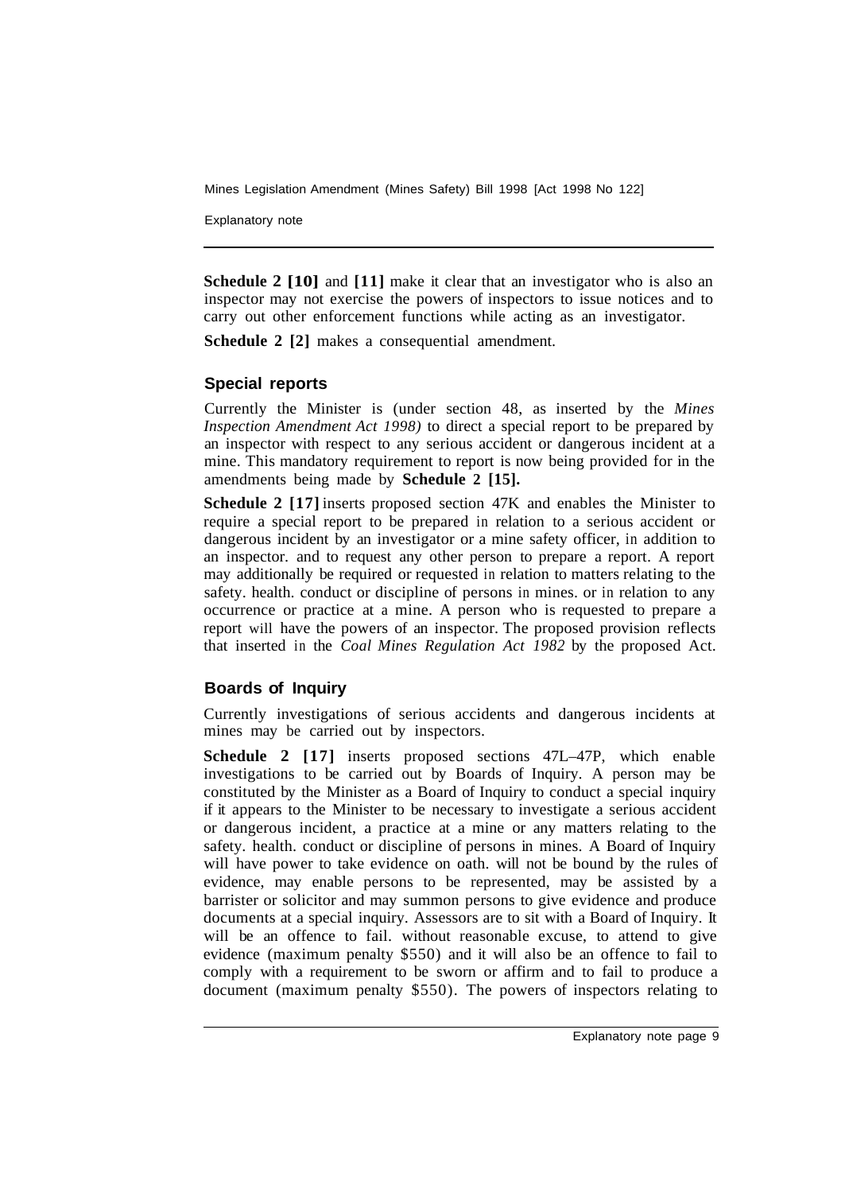**Schedule 2 [10]** and **[11]** make it clear that an investigator who is also an inspector may not exercise the powers of inspectors to issue notices and to carry out other enforcement functions while acting as an investigator.

**Schedule 2 [2]** makes a consequential amendment.

### Special reports

Currently the Minister is (under section 48, as inserted by the *Mines Inspection Amendment Act 1998)* to direct a special report to be prepared by an inspector with respect to any serious accident or dangerous incident at a mine. This mandatory requirement to report is now being provided for in the amendments being made by **Schedule 2 [15].**

**Schedule 2 [17]** inserts proposed section 47K and enables the Minister to require a special report to be prepared in relation to a serious accident or dangerous incident by an investigator or a mine safety officer, in addition to an inspector. and to request any other person to prepare a report. A report may additionally be required or requested in relation to matters relating to the safety. health. conduct or discipline of persons in mines. or in relation to any occurrence or practice at a mine. A person who is requested to prepare a report will have the powers of an inspector. The proposed provision reflects that inserted in the *Coal Mines Regulation Act 1982* by the proposed Act.

### Boards of Inquiry

Currently investigations of serious accidents and dangerous incidents at mines may be carried out by inspectors.

**Schedule 2 [17]** inserts proposed sections 47L–47P, which enable investigations to be carried out by Boards of Inquiry. A person may be constituted by the Minister as a Board of Inquiry to conduct a special inquiry if it appears to the Minister to be necessary to investigate a serious accident or dangerous incident, a practice at a mine or any matters relating to the safety. health. conduct or discipline of persons in mines. A Board of Inquiry will have power to take evidence on oath. will not be bound by the rules of evidence, may enable persons to be represented, may be assisted by a barrister or solicitor and may summon persons to give evidence and produce documents at a special inquiry. Assessors are to sit with a Board of Inquiry. It will be an offence to fail. without reasonable excuse, to attend to give evidence (maximum penalty $550) and it will also be an offence to fail to comply with a requirement to be sworn or affirm and to fail to produce a document (maximum penalty $550). The powers of inspectors relating to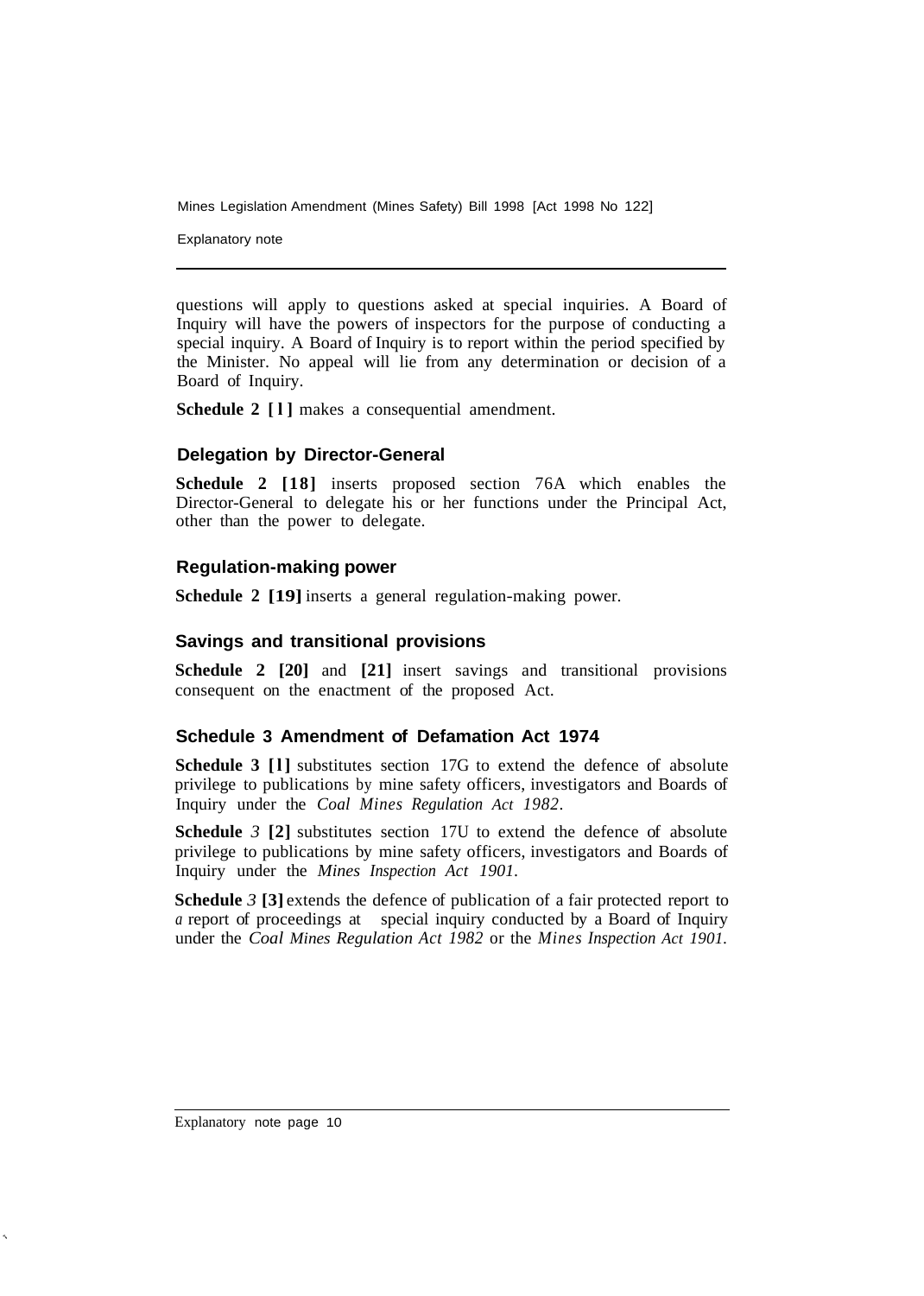questions will apply to questions asked at special inquiries. A Board of Inquiry will have the powers of inspectors for the purpose of conducting a special inquiry. A Board of Inquiry is to report within the period specified by the Minister. No appeal will lie from any determination or decision of a Board of Inquiry.

**Schedule 2 [1]** makes a consequential amendment.

### Delegation by Director-General

**Schedule 2 [18]** inserts proposed section 76A which enables the Director-General to delegate his or her functions under the Principal Act, other than the power to delegate.

### Regulation-making power

**Schedule 2 [19]** inserts a general regulation-making power.

### Savings and transitional provisions

**Schedule 2 [20]** and **[21]** insert savings and transitional provisions consequent on the enactment of the proposed Act.

### Schedule 3 Amendment of Defamation Act 1974

**Schedule 3 [1]** substitutes section 17G to extend the defence of absolute privilege to publications by mine safety officers, investigators and Boards of Inquiry under the *Coal Mines Regulation Act 1982*.

**Schedule** *3* **[2]** substitutes section 17U to extend the defence of absolute privilege to publications by mine safety officers, investigators and Boards of Inquiry under the *Mines Inspection Act 1901*.

**Schedule** *3* **[3]** extends the defence of publication of a fair protected report to *a* report of proceedings at special inquiry conducted by a Board of Inquiry under the *Coal Mines Regulation Act 1982* or the *Mines Inspection Act 1901*.